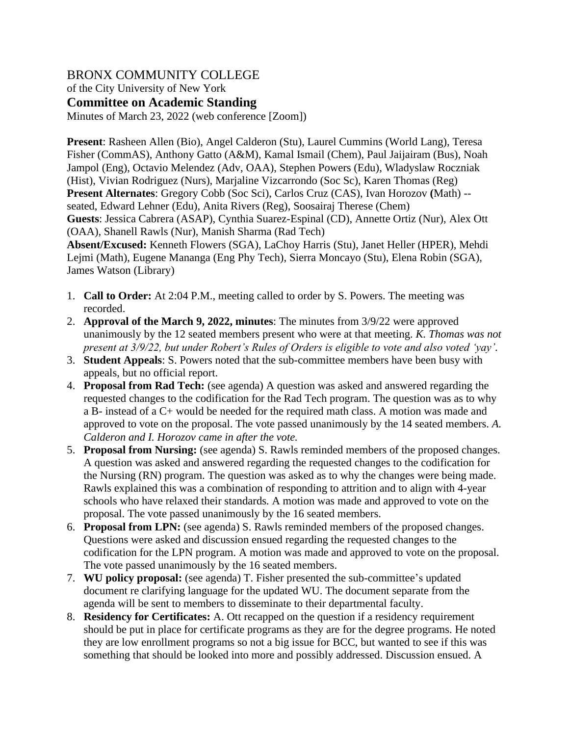BRONX COMMUNITY COLLEGE

of the City University of New York

## Committee on Academic Standing

Minutes of March 23, 2022 (web conference [Zoom])

**Present**: Rasheen Allen (Bio), Angel Calderon (Stu), Laurel Cummins (World Lang), Teresa Fisher (CommAS), Anthony Gatto (A&M), Kamal Ismail (Chem), Paul Jaijairam (Bus), Noah Jampol (Eng), Octavio Melendez (Adv, OAA), Stephen Powers (Edu), Wladyslaw Roczniak (Hist), Vivian Rodriguez (Nurs), Marjaline Vizcarrondo (Soc Sc), Karen Thomas (Reg)
**Present Alternates**: Gregory Cobb (Soc Sci), Carlos Cruz (CAS), Ivan Horozov **(**Math) -- seated, Edward Lehner (Edu), Anita Rivers (Reg), Soosairaj Therese (Chem)
**Guests**: Jessica Cabrera (ASAP), Cynthia Suarez-Espinal (CD), Annette Ortiz (Nur), Alex Ott (OAA), Shanell Rawls (Nur), Manish Sharma (Rad Tech)
**Absent/Excused:** Kenneth Flowers (SGA), LaChoy Harris (Stu), Janet Heller (HPER), Mehdi Lejmi (Math), Eugene Mananga (Eng Phy Tech), Sierra Moncayo (Stu), Elena Robin (SGA), James Watson (Library)

1. **Call to Order:** At 2:04 P.M., meeting called to order by S. Powers. The meeting was recorded.
2. **Approval of the March 9, 2022, minutes**: The minutes from 3/9/22 were approved unanimously by the 12 seated members present who were at that meeting. *K. Thomas was not present at 3/9/22, but under Robert's Rules of Orders is eligible to vote and also voted 'yay'.*
3. **Student Appeals**: S. Powers noted that the sub-committee members have been busy with appeals, but no official report.
4. **Proposal from Rad Tech:** (see agenda) A question was asked and answered regarding the requested changes to the codification for the Rad Tech program. The question was as to why a B- instead of a C+ would be needed for the required math class. A motion was made and approved to vote on the proposal. The vote passed unanimously by the 14 seated members. *A. Calderon and I. Horozov came in after the vote.*
5. **Proposal from Nursing:** (see agenda) S. Rawls reminded members of the proposed changes. A question was asked and answered regarding the requested changes to the codification for the Nursing (RN) program. The question was asked as to why the changes were being made. Rawls explained this was a combination of responding to attrition and to align with 4-year schools who have relaxed their standards. A motion was made and approved to vote on the proposal. The vote passed unanimously by the 16 seated members.
6. **Proposal from LPN:** (see agenda) S. Rawls reminded members of the proposed changes. Questions were asked and discussion ensued regarding the requested changes to the codification for the LPN program. A motion was made and approved to vote on the proposal. The vote passed unanimously by the 16 seated members.
7. **WU policy proposal:** (see agenda) T. Fisher presented the sub-committee's updated document re clarifying language for the updated WU. The document separate from the agenda will be sent to members to disseminate to their departmental faculty.
8. **Residency for Certificates:** A. Ott recapped on the question if a residency requirement should be put in place for certificate programs as they are for the degree programs. He noted they are low enrollment programs so not a big issue for BCC, but wanted to see if this was something that should be looked into more and possibly addressed. Discussion ensued. A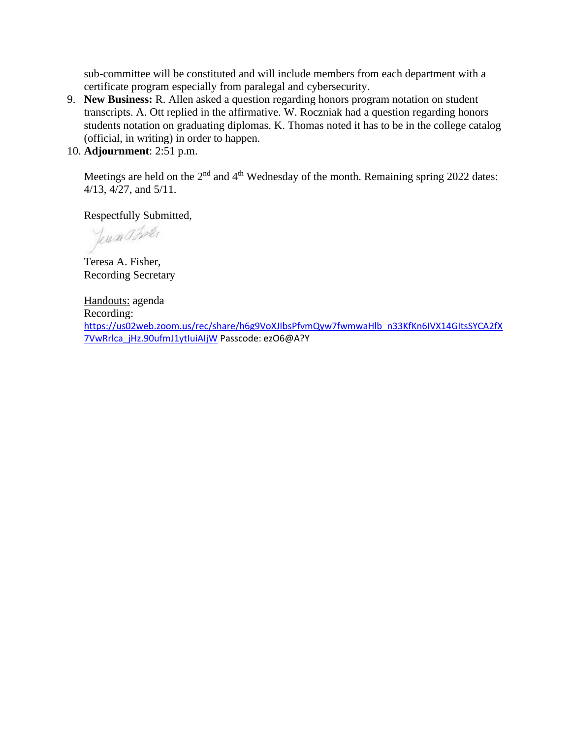sub-committee will be constituted and will include members from each department with a certificate program especially from paralegal and cybersecurity.

9. **New Business:** R. Allen asked a question regarding honors program notation on student transcripts. A. Ott replied in the affirmative. W. Roczniak had a question regarding honors students notation on graduating diplomas. K. Thomas noted it has to be in the college catalog (official, in writing) in order to happen.
10. **Adjournment**: 2:51 p.m.

Meetings are held on the 2nd and 4th Wednesday of the month. Remaining spring 2022 dates: 4/13, 4/27, and 5/11.

Respectfully Submitted,

Teresa A. Fisher,
Recording Secretary

Handouts: agenda
Recording:
https://us02web.zoom.us/rec/share/h6g9VoXJlbsPfvmQyw7fwmwaHlb_n33KfKn6IVX14GItsSYCA2fX7VwRrlca_jHz.90ufmJ1ytIuiAIjW Passcode: ezO6@A?Y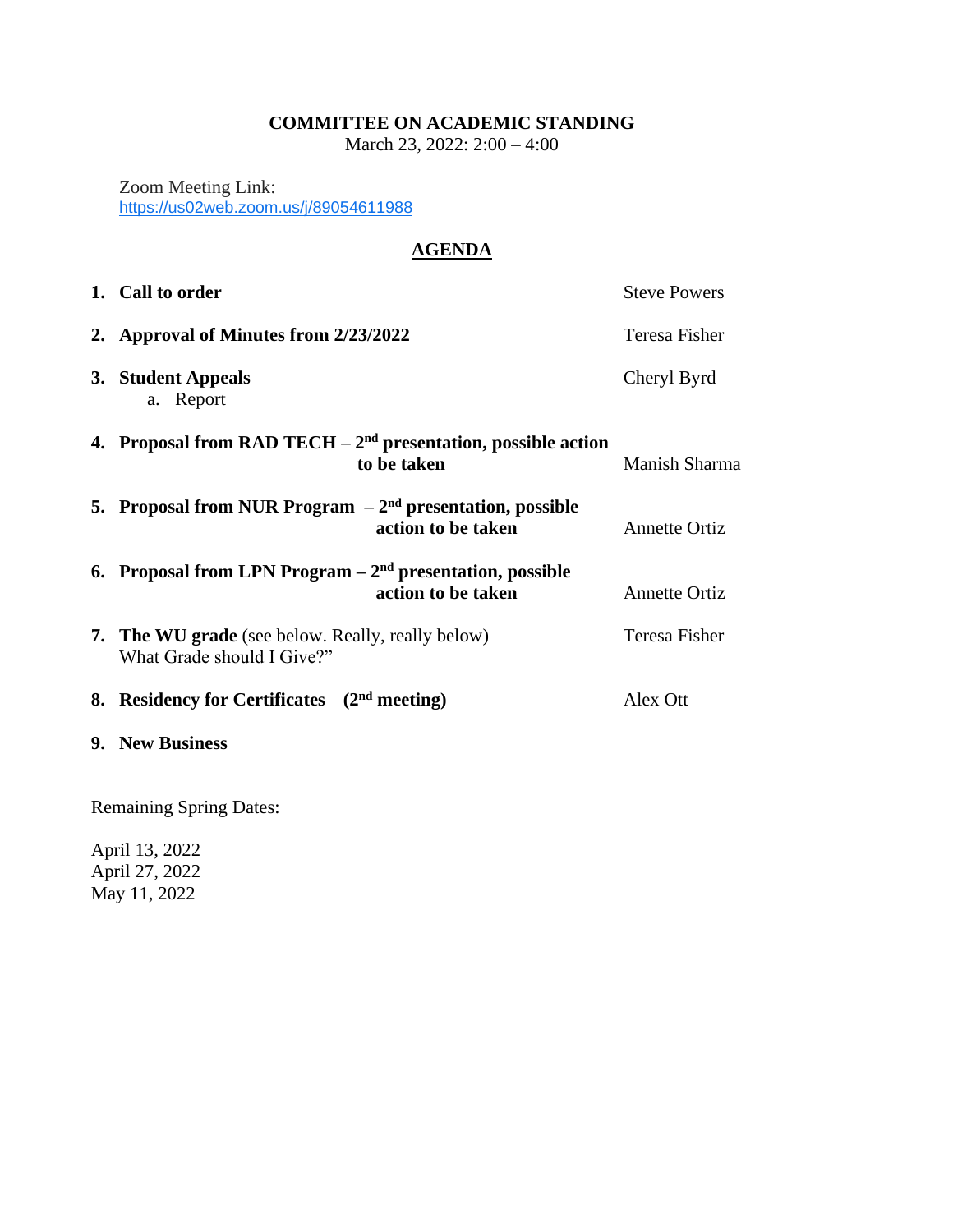# COMMITTEE ON ACADEMIC STANDING

March 23, 2022: 2:00 – 4:00

Zoom Meeting Link:
https://us02web.zoom.us/j/89054611988

## AGENDA

| | | |
|---|---|---|
| 1. | **Call to order** | Steve Powers |
| 2. | **Approval of Minutes from 2/23/2022** | Teresa Fisher |
| 3. | **Student Appeals**<br>a. Report | Cheryl Byrd |
| 4. | **Proposal from RAD TECH – 2nd presentation, possible action to be taken** | Manish Sharma |
| 5. | **Proposal from NUR Program – 2nd presentation, possible action to be taken** | Annette Ortiz |
| 6. | **Proposal from LPN Program – 2nd presentation, possible action to be taken** | Annette Ortiz |
| 7. | **The WU grade** (see below. Really, really below)<br>What Grade should I Give?" | Teresa Fisher |
| 8. | **Residency for Certificates (2nd meeting)** | Alex Ott |
| 9. | **New Business** | |

Remaining Spring Dates:

April 13, 2022
April 27, 2022
May 11, 2022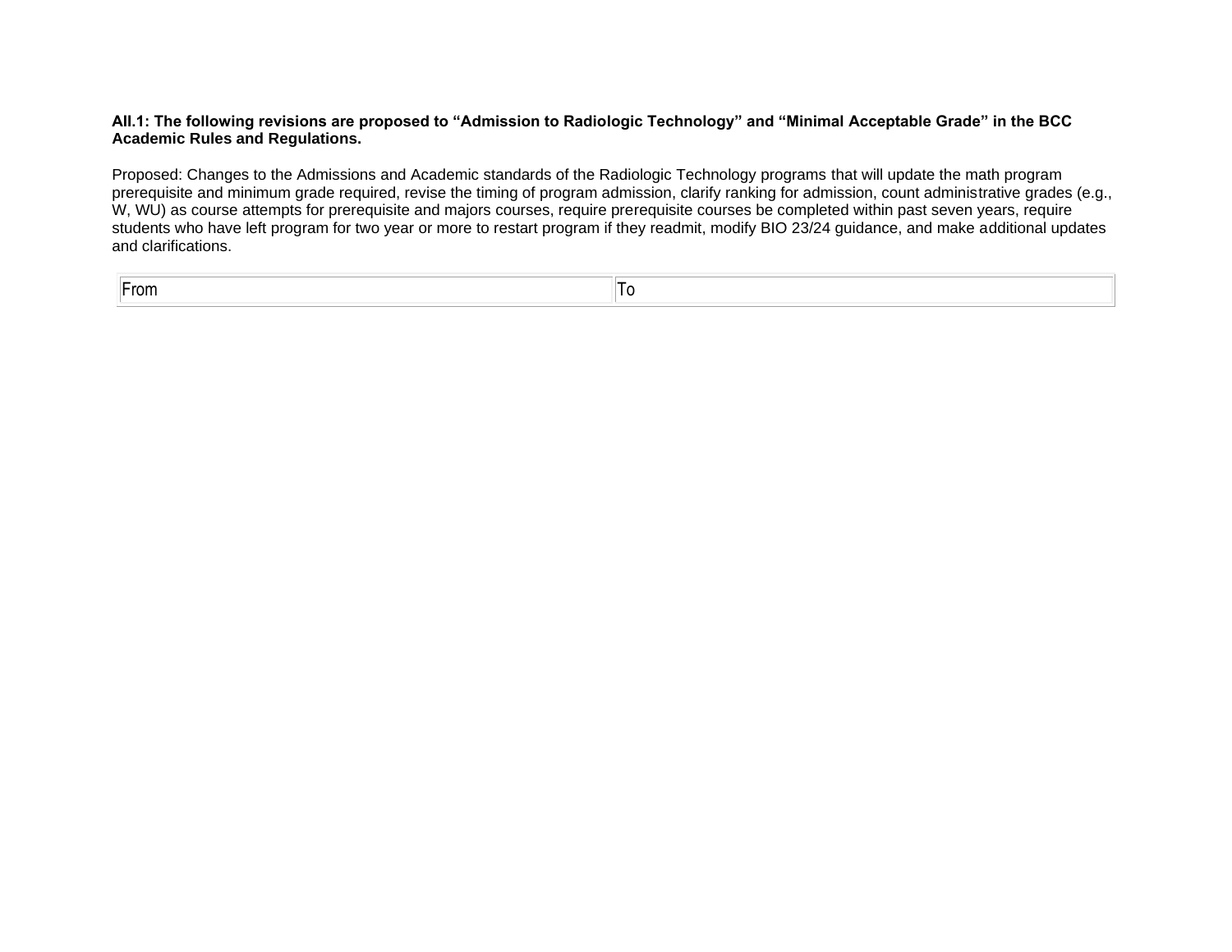**AII.1: The following revisions are proposed to “Admission to Radiologic Technology” and “Minimal Acceptable Grade” in the BCC Academic Rules and Regulations.**

Proposed: Changes to the Admissions and Academic standards of the Radiologic Technology programs that will update the math program prerequisite and minimum grade required, revise the timing of program admission, clarify ranking for admission, count administrative grades (e.g., W, WU) as course attempts for prerequisite and majors courses, require prerequisite courses be completed within past seven years, require students who have left program for two year or more to restart program if they readmit, modify BIO 23/24 guidance, and make additional updates and clarifications.

| From | To |
| --- | --- |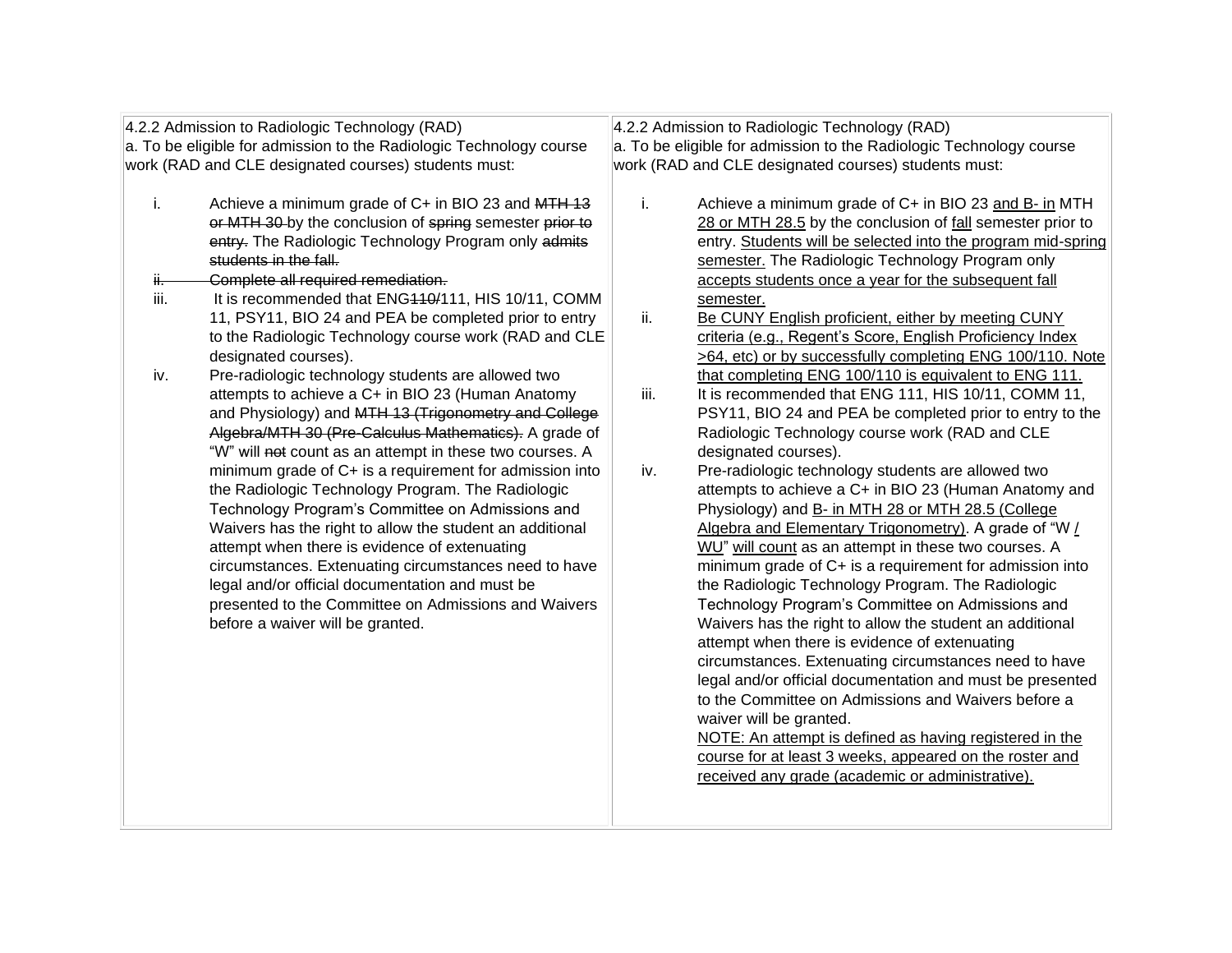| 4.2.2 Admission to Radiologic Technology (RAD) | 4.2.2 Admission to Radiologic Technology (RAD) |
| --- | --- |
| a. To be eligible for admission to the Radiologic Technology course work (RAD and CLE designated courses) students must:<br><br>i. Achieve a minimum grade of C+ in BIO 23 and ~~MTH 13 or MTH 30~~ by the conclusion of ~~spring~~ semester ~~prior to entry.~~ The Radiologic Technology Program only ~~admits students in the fall.~~<br>~~ii. Complete all required remediation.~~<br>iii. It is recommended that ENG~~110/~~111, HIS 10/11, COMM 11, PSY11, BIO 24 and PEA be completed prior to entry to the Radiologic Technology course work (RAD and CLE designated courses).<br>iv. Pre-radiologic technology students are allowed two attempts to achieve a C+ in BIO 23 (Human Anatomy and Physiology) and ~~MTH 13 (Trigonometry and College Algebra/MTH 30 (Pre-Calculus Mathematics).~~ A grade of "W" will ~~not~~ count as an attempt in these two courses. A minimum grade of C+ is a requirement for admission into the Radiologic Technology Program. The Radiologic Technology Program's Committee on Admissions and Waivers has the right to allow the student an additional attempt when there is evidence of extenuating circumstances. Extenuating circumstances need to have legal and/or official documentation and must be presented to the Committee on Admissions and Waivers before a waiver will be granted. | a. To be eligible for admission to the Radiologic Technology course work (RAD and CLE designated courses) students must:<br><br>i. Achieve a minimum grade of C+ in BIO 23 <u>and B- in</u> MTH <u>28 or MTH 28.5</u> by the conclusion of <u>fall</u> semester prior to entry. <u>Students will be selected into the program mid-spring semester.</u> The Radiologic Technology Program only <u>accepts students once a year for the subsequent fall semester.</u><br>ii. <u>Be CUNY English proficient, either by meeting CUNY criteria (e.g., Regent's Score, English Proficiency Index >64, etc) or by successfully completing ENG 100/110. Note that completing ENG 100/110 is equivalent to ENG 111.</u><br>iii. It is recommended that ENG 111, HIS 10/11, COMM 11, PSY11, BIO 24 and PEA be completed prior to entry to the Radiologic Technology course work (RAD and CLE designated courses).<br>iv. Pre-radiologic technology students are allowed two attempts to achieve a C+ in BIO 23 (Human Anatomy and Physiology) and <u>B- in MTH 28 or MTH 28.5 (College Algebra and Elementary Trigonometry)</u>. A grade of "W <u>/ WU</u>" <u>will count</u> as an attempt in these two courses. A minimum grade of C+ is a requirement for admission into the Radiologic Technology Program. The Radiologic Technology Program's Committee on Admissions and Waivers has the right to allow the student an additional attempt when there is evidence of extenuating circumstances. Extenuating circumstances need to have legal and/or official documentation and must be presented to the Committee on Admissions and Waivers before a waiver will be granted.<br><u>NOTE: An attempt is defined as having registered in the course for at least 3 weeks, appeared on the roster and received any grade (academic or administrative).</u> |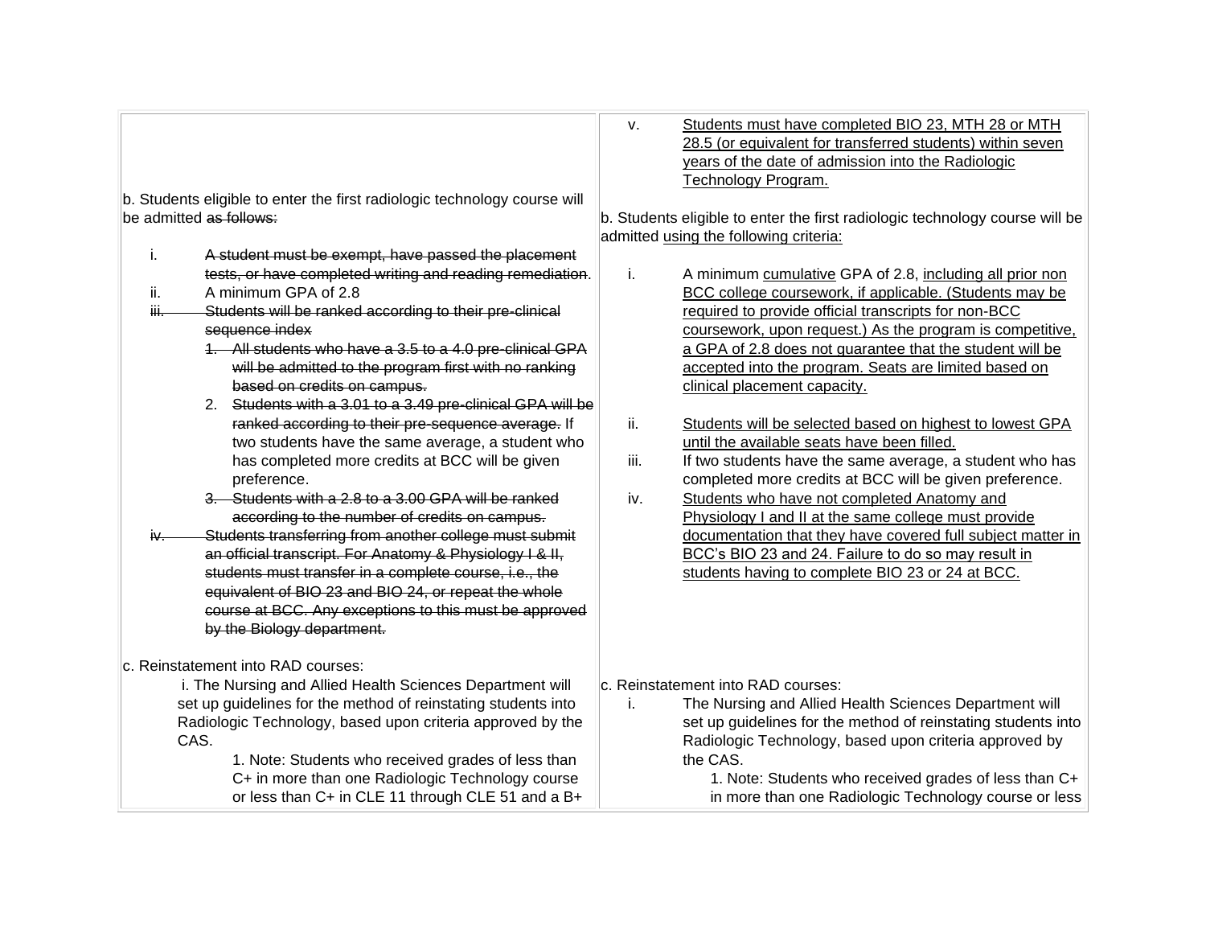| | |
|---|---|
| b. Students eligible to enter the first radiologic technology course will be admitted ~~as follows:~~<br><br>i. ~~A student must be exempt, have passed the placement tests, or have completed writing and reading remediation~~.<br>ii. A minimum GPA of 2.8<br>~~iii. Students will be ranked according to their pre-clinical sequence index~~<br>~~1. All students who have a 3.5 to a 4.0 pre-clinical GPA will be admitted to the program first with no ranking based on credits on campus.~~<br>2. ~~Students with a 3.01 to a 3.49 pre-clinical GPA will be ranked according to their pre-sequence average.~~ If two students have the same average, a student who has completed more credits at BCC will be given preference.<br>~~3. Students with a 2.8 to a 3.00 GPA will be ranked according to the number of credits on campus.~~<br>~~iv. Students transferring from another college must submit an official transcript. For Anatomy & Physiology I & II, students must transfer in a complete course, i.e., the equivalent of BIO 23 and BIO 24, or repeat the whole course at BCC. Any exceptions to this must be approved by the Biology department.~~<br><br>c. Reinstatement into RAD courses:<br>i. The Nursing and Allied Health Sciences Department will set up guidelines for the method of reinstating students into Radiologic Technology, based upon criteria approved by the CAS.<br>1. Note: Students who received grades of less than C+ in more than one Radiologic Technology course or less than C+ in CLE 11 through CLE 51 and a B+ | v. <u>Students must have completed BIO 23, MTH 28 or MTH 28.5 (or equivalent for transferred students) within seven years of the date of admission into the Radiologic Technology Program.</u><br><br>b. Students eligible to enter the first radiologic technology course will be admitted <u>using the following criteria:</u><br><br>i. A minimum <u>cumulative</u> GPA of 2.8, <u>including all prior non BCC college coursework, if applicable. (Students may be required to provide official transcripts for non-BCC coursework, upon request.) As the program is competitive, a GPA of 2.8 does not guarantee that the student will be accepted into the program. Seats are limited based on clinical placement capacity.</u><br><br>ii. <u>Students will be selected based on highest to lowest GPA until the available seats have been filled.</u><br>iii. If two students have the same average, a student who has completed more credits at BCC will be given preference.<br>iv. <u>Students who have not completed Anatomy and Physiology I and II at the same college must provide documentation that they have covered full subject matter in BCC's BIO 23 and 24. Failure to do so may result in students having to complete BIO 23 or 24 at BCC.</u><br><br>c. Reinstatement into RAD courses:<br>i. The Nursing and Allied Health Sciences Department will set up guidelines for the method of reinstating students into Radiologic Technology, based upon criteria approved by the CAS.<br>1. Note: Students who received grades of less than C+ in more than one Radiologic Technology course or less |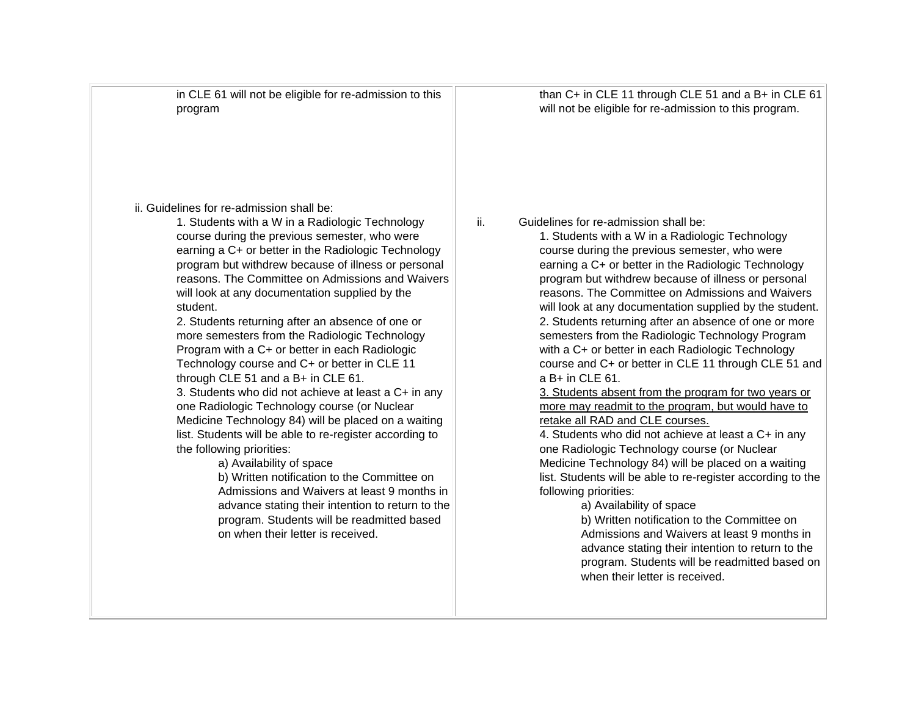| | |
|---|---|
| in CLE 61 will not be eligible for re-admission to this program | than C+ in CLE 11 through CLE 51 and a B+ in CLE 61 will not be eligible for re-admission to this program. |
| ii. Guidelines for re-admission shall be:<br>1. Students with a W in a Radiologic Technology course during the previous semester, who were earning a C+ or better in the Radiologic Technology program but withdrew because of illness or personal reasons. The Committee on Admissions and Waivers will look at any documentation supplied by the student.<br>2. Students returning after an absence of one or more semesters from the Radiologic Technology Program with a C+ or better in each Radiologic Technology course and C+ or better in CLE 11 through CLE 51 and a B+ in CLE 61.<br>3. Students who did not achieve at least a C+ in any one Radiologic Technology course (or Nuclear Medicine Technology 84) will be placed on a waiting list. Students will be able to re-register according to the following priorities:<br>a) Availability of space<br>b) Written notification to the Committee on Admissions and Waivers at least 9 months in advance stating their intention to return to the program. Students will be readmitted based on when their letter is received. | ii. Guidelines for re-admission shall be:<br>1. Students with a W in a Radiologic Technology course during the previous semester, who were earning a C+ or better in the Radiologic Technology program but withdrew because of illness or personal reasons. The Committee on Admissions and Waivers will look at any documentation supplied by the student.<br>2. Students returning after an absence of one or more semesters from the Radiologic Technology Program with a C+ or better in each Radiologic Technology course and C+ or better in CLE 11 through CLE 51 and a B+ in CLE 61.<br><u>3. Students absent from the program for two years or more may readmit to the program, but would have to retake all RAD and CLE courses.</u><br>4. Students who did not achieve at least a C+ in any one Radiologic Technology course (or Nuclear Medicine Technology 84) will be placed on a waiting list. Students will be able to re-register according to the following priorities:<br>a) Availability of space<br>b) Written notification to the Committee on Admissions and Waivers at least 9 months in advance stating their intention to return to the program. Students will be readmitted based on when their letter is received. |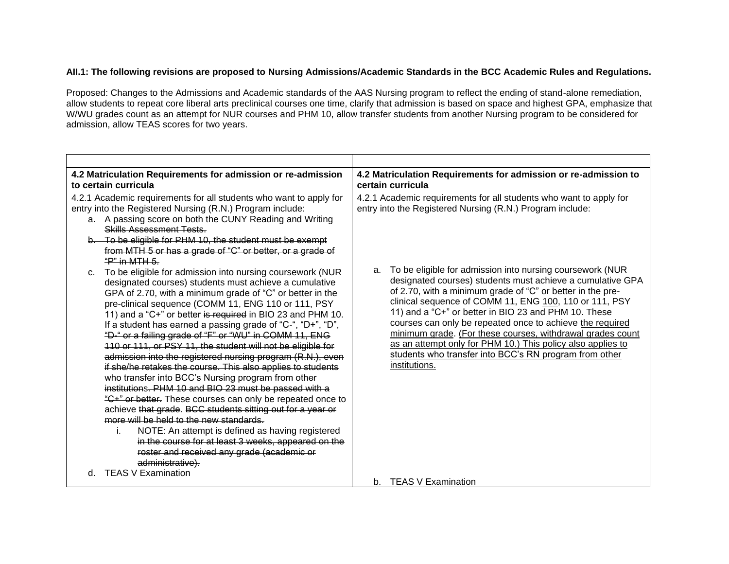**AII.1: The following revisions are proposed to Nursing Admissions/Academic Standards in the BCC Academic Rules and Regulations.**

Proposed: Changes to the Admissions and Academic standards of the AAS Nursing program to reflect the ending of stand-alone remediation, allow students to repeat core liberal arts preclinical courses one time, clarify that admission is based on space and highest GPA, emphasize that W/WU grades count as an attempt for NUR courses and PHM 10, allow transfer students from another Nursing program to be considered for admission, allow TEAS scores for two years.

| | |
|---|---|
| **4.2 Matriculation Requirements for admission or re-admission to certain curricula**<br><br>4.2.1 Academic requirements for all students who want to apply for entry into the Registered Nursing (R.N.) Program include:<br>a. ~~A passing score on both the CUNY Reading and Writing Skills Assessment Tests.~~<br>b. ~~To be eligible for PHM 10, the student must be exempt from MTH 5 or has a grade of "C" or better, or a grade of "P" in MTH 5.~~<br>c. To be eligible for admission into nursing coursework (NUR designated courses) students must achieve a cumulative GPA of 2.70, with a minimum grade of "C" or better in the pre-clinical sequence (COMM 11, ENG 110 or 111, PSY 11) and a "C+" or better ~~is required~~ in BIO 23 and PHM 10. ~~If a student has earned a passing grade of "C-", "D+", "D", "D-" or a failing grade of "F" or "WU" in COMM 11, ENG 110 or 111, or PSY 11, the student will not be eligible for admission into the registered nursing program (R.N.), even if she/he retakes the course. This also applies to students who transfer into BCC's Nursing program from other institutions. PHM 10 and BIO 23 must be passed with a "C+" or better.~~ These courses can only be repeated once to achieve ~~that grade~~. ~~BCC students sitting out for a year or more will be held to the new standards.~~<br>i. ~~NOTE: An attempt is defined as having registered in the course for at least 3 weeks, appeared on the roster and received any grade (academic or administrative).~~<br>d. TEAS V Examination | **4.2 Matriculation Requirements for admission or re-admission to certain curricula**<br><br>4.2.1 Academic requirements for all students who want to apply for entry into the Registered Nursing (R.N.) Program include:<br><br>a. To be eligible for admission into nursing coursework (NUR designated courses) students must achieve a cumulative GPA of 2.70, with a minimum grade of "C" or better in the pre-clinical sequence (COMM 11, ENG <u>100</u>, 110 or 111, PSY 11) and a "C+" or better in BIO 23 and PHM 10. These courses can only be repeated once to achieve <u>the required minimum grade</u>. <u>(For these courses, withdrawal grades count as an attempt only for PHM 10.) This policy also applies to students who transfer into BCC's RN program from other institutions.</u><br><br>b. TEAS V Examination |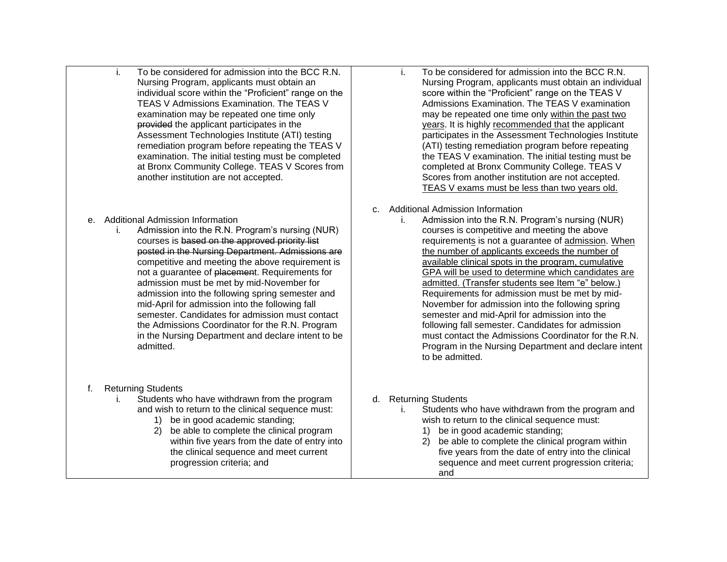| | |
|---|---|
| i. To be considered for admission into the BCC R.N. Nursing Program, applicants must obtain an individual score within the "Proficient" range on the TEAS V Admissions Examination. The TEAS V examination may be repeated one time only ~~provided~~ the applicant participates in the Assessment Technologies Institute (ATI) testing remediation program before repeating the TEAS V examination. The initial testing must be completed at Bronx Community College. TEAS V Scores from another institution are not accepted.<br><br>e. Additional Admission Information<br>i. Admission into the R.N. Program's nursing (NUR) courses is ~~based on the approved priority list posted in the Nursing Department. Admissions are~~ competitive and meeting the above requirement is not a guarantee of ~~placement~~. Requirements for admission must be met by mid-November for admission into the following spring semester and mid-April for admission into the following fall semester. Candidates for admission must contact the Admissions Coordinator for the R.N. Program in the Nursing Department and declare intent to be admitted.<br><br>f. Returning Students<br>i. Students who have withdrawn from the program and wish to return to the clinical sequence must:<br>1) be in good academic standing;<br>2) be able to complete the clinical program within five years from the date of entry into the clinical sequence and meet current progression criteria; and | i. To be considered for admission into the BCC R.N. Nursing Program, applicants must obtain an individual score within the "Proficient" range on the TEAS V Admissions Examination. The TEAS V examination may be repeated one time only <u>within the past two years</u>. It is highly <u>recommended that</u> the applicant participates in the Assessment Technologies Institute (ATI) testing remediation program before repeating the TEAS V examination. The initial testing must be completed at Bronx Community College. TEAS V Scores from another institution are not accepted. <u>TEAS V exams must be less than two years old.</u><br><br>c. Additional Admission Information<br>i. Admission into the R.N. Program's nursing (NUR) courses is competitive and meeting the above requirement<u>s</u> is not a guarantee of <u>admission</u>. <u>When the number of applicants exceeds the number of available clinical spots in the program, cumulative GPA will be used to determine which candidates are admitted. (Transfer students see Item "e" below.)</u> Requirements for admission must be met by mid-November for admission into the following spring semester and mid-April for admission into the following fall semester. Candidates for admission must contact the Admissions Coordinator for the R.N. Program in the Nursing Department and declare intent to be admitted.<br><br>d. Returning Students<br>i. Students who have withdrawn from the program and wish to return to the clinical sequence must:<br>1) be in good academic standing;<br>2) be able to complete the clinical program within five years from the date of entry into the clinical sequence and meet current progression criteria; and |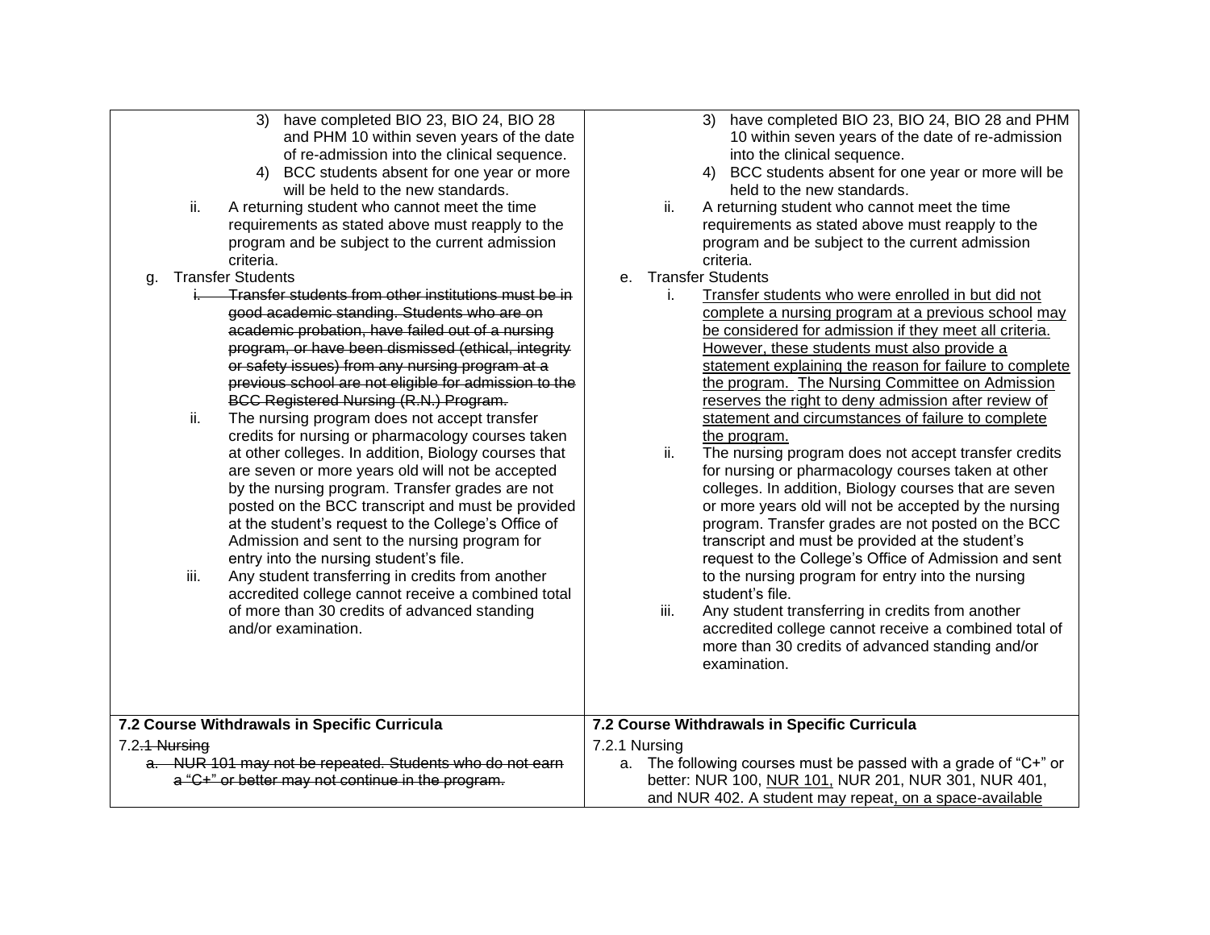| | |
|---|---|
| 3) have completed BIO 23, BIO 24, BIO 28 and PHM 10 within seven years of the date of re-admission into the clinical sequence.<br>4) BCC students absent for one year or more will be held to the new standards.<br>ii. A returning student who cannot meet the time requirements as stated above must reapply to the program and be subject to the current admission criteria.<br>g. Transfer Students<br>~~i. Transfer students from other institutions must be in good academic standing. Students who are on academic probation, have failed out of a nursing program, or have been dismissed (ethical, integrity or safety issues) from any nursing program at a previous school are not eligible for admission to the BCC Registered Nursing (R.N.) Program.~~<br>ii. The nursing program does not accept transfer credits for nursing or pharmacology courses taken at other colleges. In addition, Biology courses that are seven or more years old will not be accepted by the nursing program. Transfer grades are not posted on the BCC transcript and must be provided at the student's request to the College's Office of Admission and sent to the nursing program for entry into the nursing student's file.<br>iii. Any student transferring in credits from another accredited college cannot receive a combined total of more than 30 credits of advanced standing and/or examination. | 3) have completed BIO 23, BIO 24, BIO 28 and PHM 10 within seven years of the date of re-admission into the clinical sequence.<br>4) BCC students absent for one year or more will be held to the new standards.<br>ii. A returning student who cannot meet the time requirements as stated above must reapply to the program and be subject to the current admission criteria.<br>e. Transfer Students<br>i. <u>Transfer students who were enrolled in but did not complete a nursing program at a previous school</u> <u>may be considered for admission if they meet all criteria. However, these students must also provide a statement explaining the reason for failure to complete the program.</u> <u>The Nursing Committee on Admission reserves the right to deny admission after review of statement and circumstances of failure to complete the program.</u><br>ii. The nursing program does not accept transfer credits for nursing or pharmacology courses taken at other colleges. In addition, Biology courses that are seven or more years old will not be accepted by the nursing program. Transfer grades are not posted on the BCC transcript and must be provided at the student's request to the College's Office of Admission and sent to the nursing program for entry into the nursing student's file.<br>iii. Any student transferring in credits from another accredited college cannot receive a combined total of more than 30 credits of advanced standing and/or examination. |
| **7.2 Course Withdrawals in Specific Curricula**<br>7.2~~.1 Nursing~~<br>~~a. NUR 101 may not be repeated. Students who do not earn a "C+" or better may not continue in the program.~~ | **7.2 Course Withdrawals in Specific Curricula**<br>7.2.1 Nursing<br>a. The following courses must be passed with a grade of "C+" or better: NUR 100, <u>NUR 101,</u> NUR 201, NUR 301, NUR 401, and NUR 402. A student may repeat<u>, on a space-available</u> |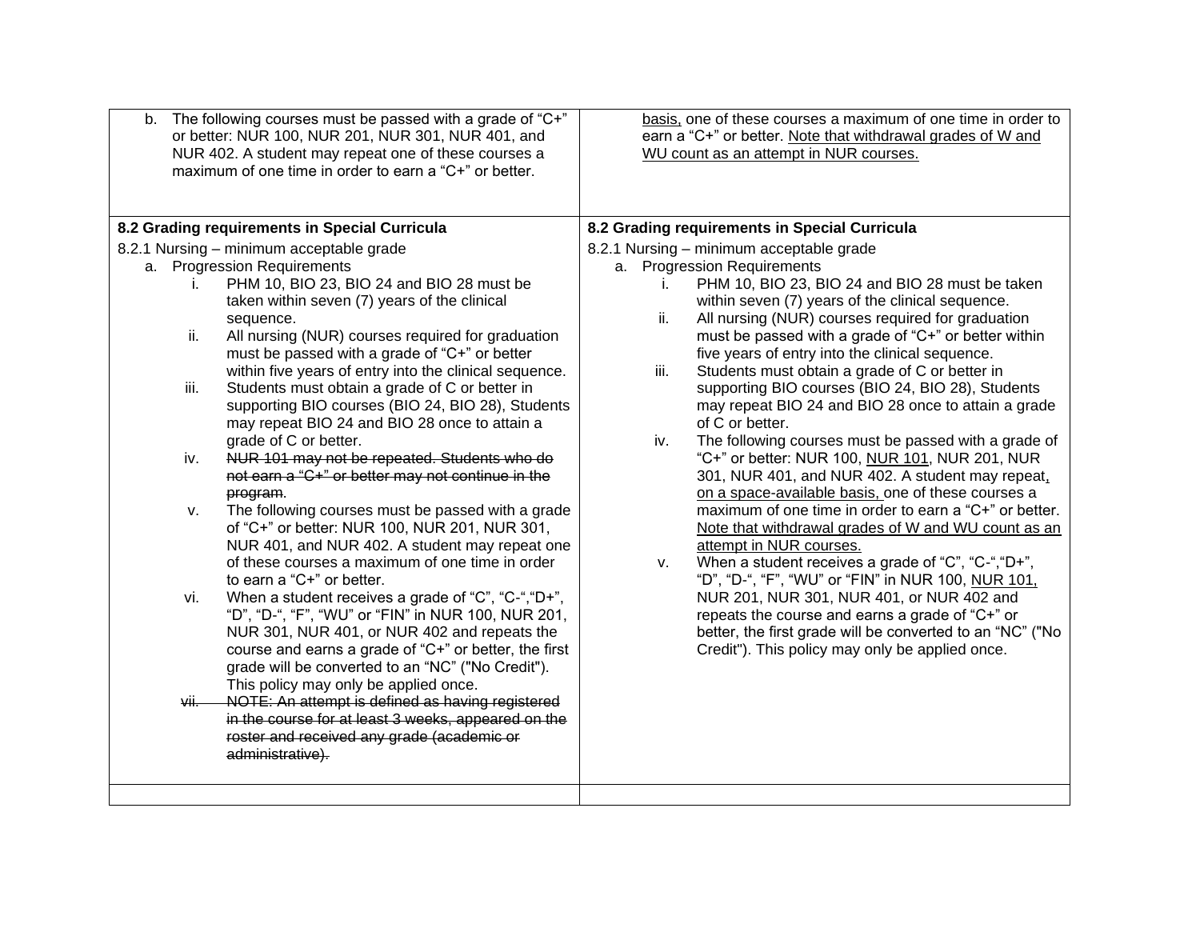| | |
|---|---|
| b. The following courses must be passed with a grade of "C+" or better: NUR 100, NUR 201, NUR 301, NUR 401, and NUR 402. A student may repeat one of these courses a maximum of one time in order to earn a "C+" or better. | <u>basis,</u> one of these courses a maximum of one time in order to earn a "C+" or better. <u>Note that withdrawal grades of W and WU count as an attempt in NUR courses.</u> |
| **8.2 Grading requirements in Special Curricula**<br>8.2.1 Nursing – minimum acceptable grade<br>a. Progression Requirements<br>i. PHM 10, BIO 23, BIO 24 and BIO 28 must be taken within seven (7) years of the clinical sequence.<br>ii. All nursing (NUR) courses required for graduation must be passed with a grade of "C+" or better within five years of entry into the clinical sequence.<br>iii. Students must obtain a grade of C or better in supporting BIO courses (BIO 24, BIO 28), Students may repeat BIO 24 and BIO 28 once to attain a grade of C or better.<br>iv. ~~NUR 101 may not be repeated. Students who do not earn a "C+" or better may not continue in the program~~.<br>v. The following courses must be passed with a grade of "C+" or better: NUR 100, NUR 201, NUR 301, NUR 401, and NUR 402. A student may repeat one of these courses a maximum of one time in order to earn a "C+" or better.<br>vi. When a student receives a grade of "C", "C-","D+", "D", "D-", "F", "WU" or "FIN" in NUR 100, NUR 201, NUR 301, NUR 401, or NUR 402 and repeats the course and earns a grade of "C+" or better, the first grade will be converted to an "NC" ("No Credit"). This policy may only be applied once.<br>~~vii. NOTE: An attempt is defined as having registered in the course for at least 3 weeks, appeared on the roster and received any grade (academic or administrative).~~ | **8.2 Grading requirements in Special Curricula**<br>8.2.1 Nursing – minimum acceptable grade<br>a. Progression Requirements<br>i. PHM 10, BIO 23, BIO 24 and BIO 28 must be taken within seven (7) years of the clinical sequence.<br>ii. All nursing (NUR) courses required for graduation must be passed with a grade of "C+" or better within five years of entry into the clinical sequence.<br>iii. Students must obtain a grade of C or better in supporting BIO courses (BIO 24, BIO 28), Students may repeat BIO 24 and BIO 28 once to attain a grade of C or better.<br>iv. The following courses must be passed with a grade of "C+" or better: NUR 100, <u>NUR 101</u>, NUR 201, NUR 301, NUR 401, and NUR 402. A student may repeat<u>, on a space-available basis,</u> one of these courses a maximum of one time in order to earn a "C+" or better. <u>Note that withdrawal grades of W and WU count as an attempt in NUR courses.</u><br>v. When a student receives a grade of "C", "C-","D+", "D", "D-", "F", "WU" or "FIN" in NUR 100, <u>NUR 101,</u> NUR 201, NUR 301, NUR 401, or NUR 402 and repeats the course and earns a grade of "C+" or better, the first grade will be converted to an "NC" ("No Credit"). This policy may only be applied once. |
| | |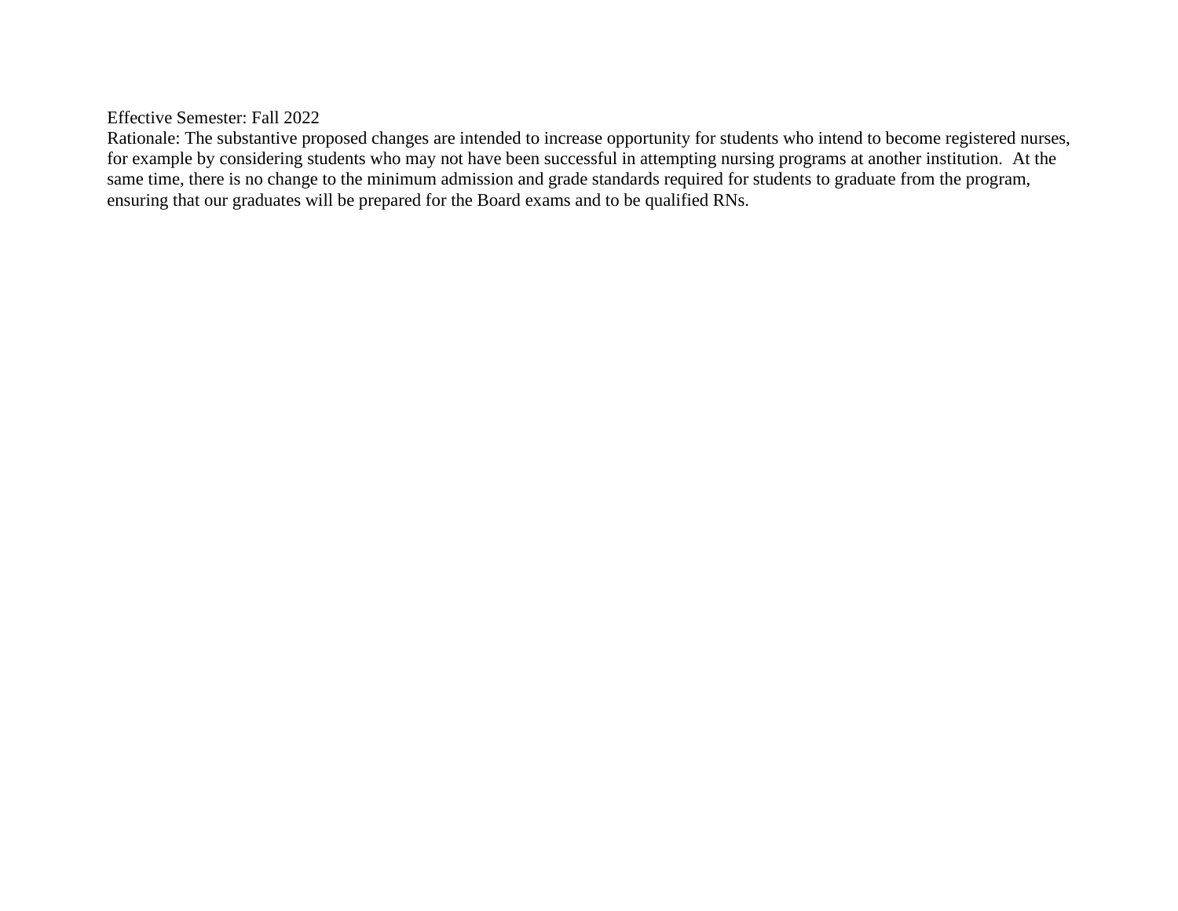Effective Semester: Fall 2022

Rationale: The substantive proposed changes are intended to increase opportunity for students who intend to become registered nurses, for example by considering students who may not have been successful in attempting nursing programs at another institution. At the same time, there is no change to the minimum admission and grade standards required for students to graduate from the program, ensuring that our graduates will be prepared for the Board exams and to be qualified RNs.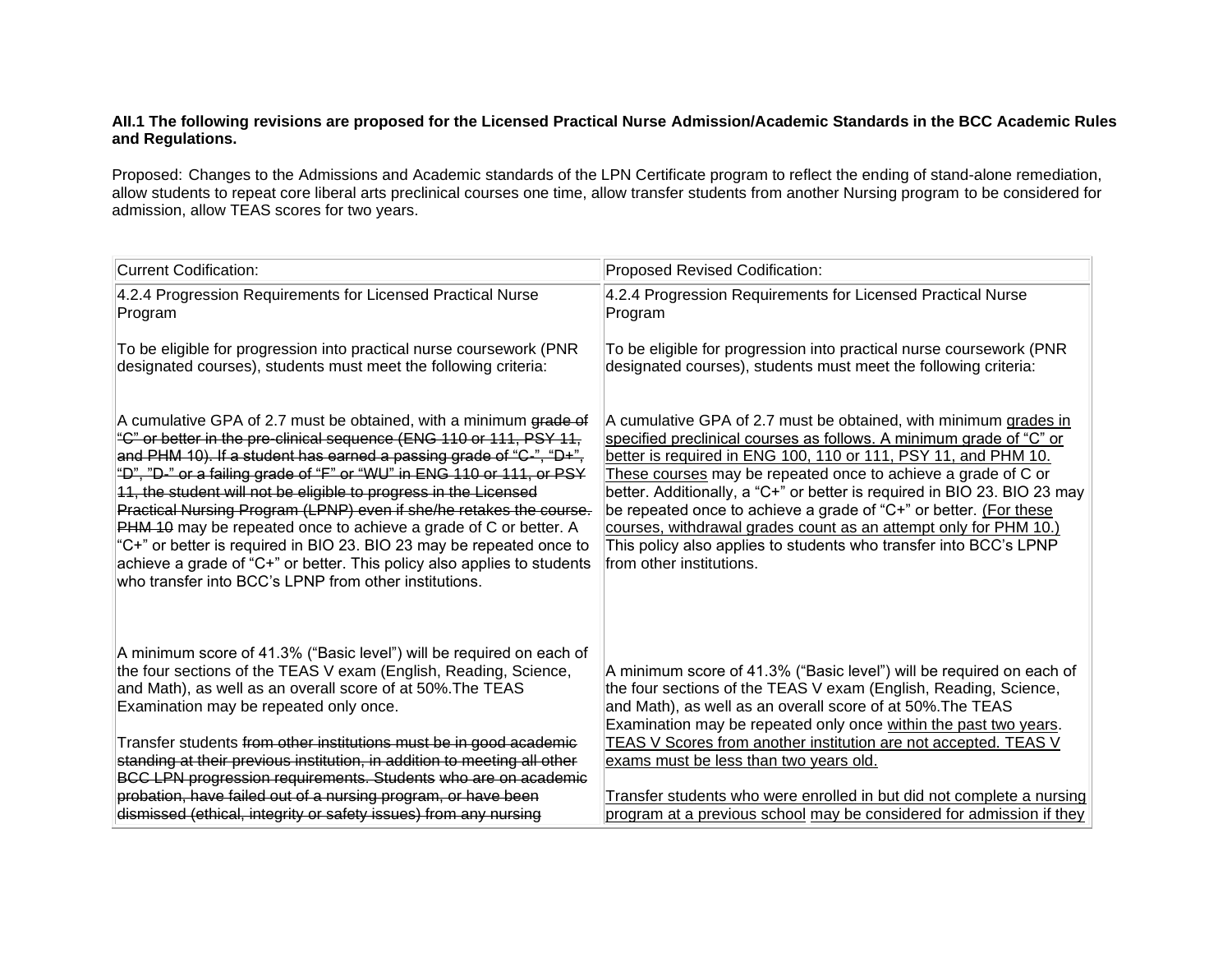**AII.1 The following revisions are proposed for the Licensed Practical Nurse Admission/Academic Standards in the BCC Academic Rules and Regulations.**

Proposed: Changes to the Admissions and Academic standards of the LPN Certificate program to reflect the ending of stand-alone remediation, allow students to repeat core liberal arts preclinical courses one time, allow transfer students from another Nursing program to be considered for admission, allow TEAS scores for two years.

| Current Codification: | Proposed Revised Codification: |
|---|---|
| 4.2.4 Progression Requirements for Licensed Practical Nurse Program<br><br>To be eligible for progression into practical nurse coursework (PNR designated courses), students must meet the following criteria:<br><br>A cumulative GPA of 2.7 must be obtained, with a minimum ~~grade of "C" or better in the pre-clinical sequence (ENG 110 or 111, PSY 11, and PHM 10). If a student has earned a passing grade of "C-", "D+", "D", "D-" or a failing grade of "F" or "WU" in ENG 110 or 111, or PSY 11, the student will not be eligible to progress in the Licensed Practical Nursing Program (LPNP) even if she/he retakes the course. PHM 10~~ may be repeated once to achieve a grade of C or better. A "C+" or better is required in BIO 23. BIO 23 may be repeated once to achieve a grade of "C+" or better. This policy also applies to students who transfer into BCC's LPNP from other institutions.<br><br>A minimum score of 41.3% ("Basic level") will be required on each of the four sections of the TEAS V exam (English, Reading, Science, and Math), as well as an overall score of at 50%.The TEAS Examination may be repeated only once.<br><br>Transfer students ~~from other institutions must be in good academic standing at their previous institution, in addition to meeting all other BCC LPN progression requirements. Students~~ ~~who are on academic probation, have failed out of a nursing program, or have been dismissed (ethical, integrity or safety issues) from any nursing~~ | 4.2.4 Progression Requirements for Licensed Practical Nurse Program<br><br>To be eligible for progression into practical nurse coursework (PNR designated courses), students must meet the following criteria:<br><br>A cumulative GPA of 2.7 must be obtained, with minimum <u>grades in specified preclinical courses as follows. A minimum grade of "C" or better is required in ENG 100, 110 or 111, PSY 11, and PHM 10. These courses</u> may be repeated once to achieve a grade of C or better. Additionally, a "C+" or better is required in BIO 23. BIO 23 may be repeated once to achieve a grade of "C+" or better. <u>(For these courses, withdrawal grades count as an attempt only for PHM 10.)</u> This policy also applies to students who transfer into BCC's LPNP from other institutions.<br><br>A minimum score of 41.3% ("Basic level") will be required on each of the four sections of the TEAS V exam (English, Reading, Science, and Math), as well as an overall score of at 50%.The TEAS Examination may be repeated only once <u>within the past two years</u>. <u>TEAS V Scores from another institution are not accepted. TEAS V exams must be less than two years old.</u><br><br><u>Transfer students who were enrolled in but did not complete a nursing program at a previous school</u> <u>may be considered for admission if they</u> |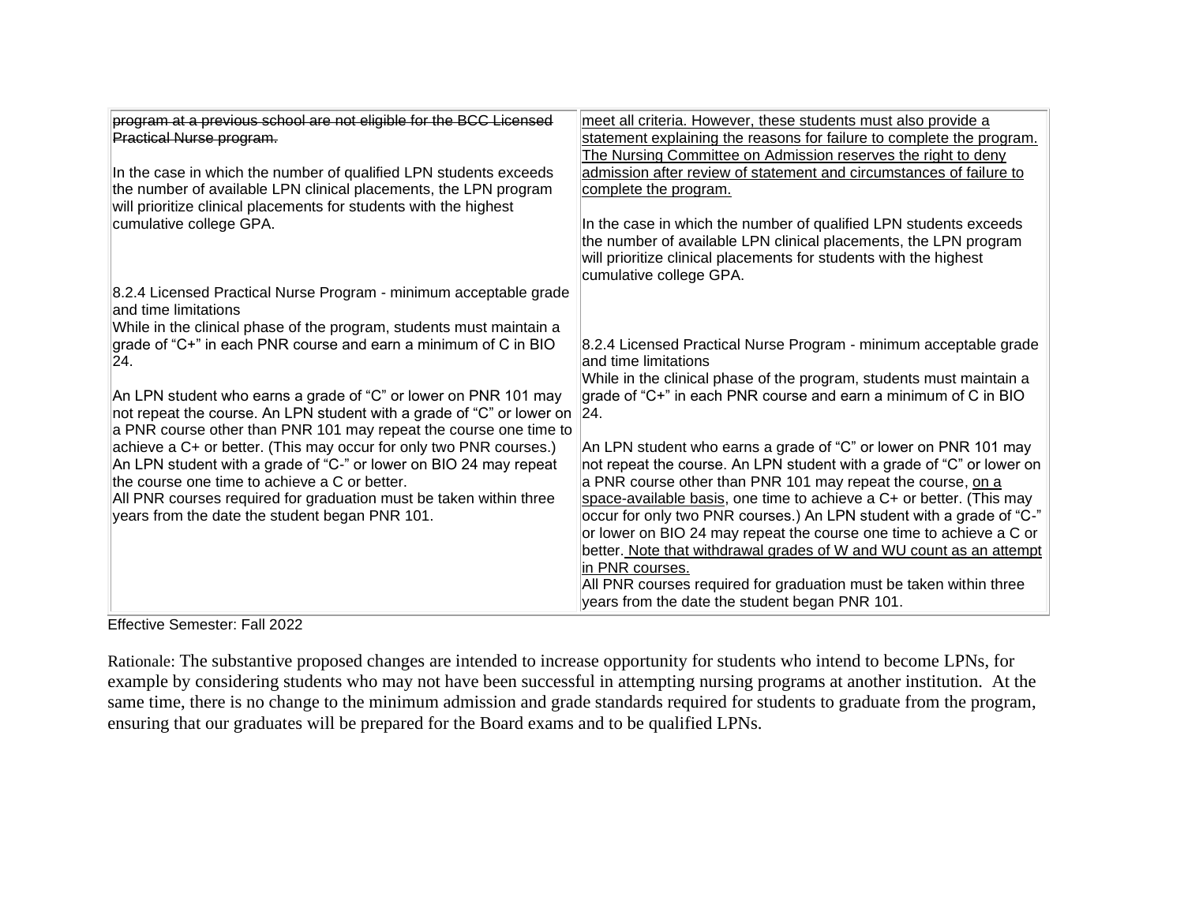| | |
|---|---|
| ~~program at a previous school are not eligible for the BCC Licensed Practical Nurse program.~~<br><br>In the case in which the number of qualified LPN students exceeds the number of available LPN clinical placements, the LPN program will prioritize clinical placements for students with the highest cumulative college GPA.<br><br>8.2.4 Licensed Practical Nurse Program - minimum acceptable grade and time limitations<br>While in the clinical phase of the program, students must maintain a grade of "C+" in each PNR course and earn a minimum of C in BIO 24.<br><br>An LPN student who earns a grade of "C" or lower on PNR 101 may not repeat the course. An LPN student with a grade of "C" or lower on a PNR course other than PNR 101 may repeat the course one time to achieve a C+ or better. (This may occur for only two PNR courses.) An LPN student with a grade of "C-" or lower on BIO 24 may repeat the course one time to achieve a C or better.<br>All PNR courses required for graduation must be taken within three years from the date the student began PNR 101. | <u>meet all criteria. However, these students must also provide a statement explaining the reasons for failure to complete the program. The Nursing Committee on Admission reserves the right to deny admission after review of statement and circumstances of failure to complete the program.</u><br><br>In the case in which the number of qualified LPN students exceeds the number of available LPN clinical placements, the LPN program will prioritize clinical placements for students with the highest cumulative college GPA.<br><br>8.2.4 Licensed Practical Nurse Program - minimum acceptable grade and time limitations<br>While in the clinical phase of the program, students must maintain a grade of "C+" in each PNR course and earn a minimum of C in BIO 24.<br><br>An LPN student who earns a grade of "C" or lower on PNR 101 may not repeat the course. An LPN student with a grade of "C" or lower on a PNR course other than PNR 101 may repeat the course, <u>on a space-available basis</u>, one time to achieve a C+ or better. (This may occur for only two PNR courses.) An LPN student with a grade of "C-" or lower on BIO 24 may repeat the course one time to achieve a C or better. <u>Note that withdrawal grades of W and WU count as an attempt in PNR courses.</u><br>All PNR courses required for graduation must be taken within three years from the date the student began PNR 101. |

Effective Semester: Fall 2022

Rationale: The substantive proposed changes are intended to increase opportunity for students who intend to become LPNs, for example by considering students who may not have been successful in attempting nursing programs at another institution. At the same time, there is no change to the minimum admission and grade standards required for students to graduate from the program, ensuring that our graduates will be prepared for the Board exams and to be qualified LPNs.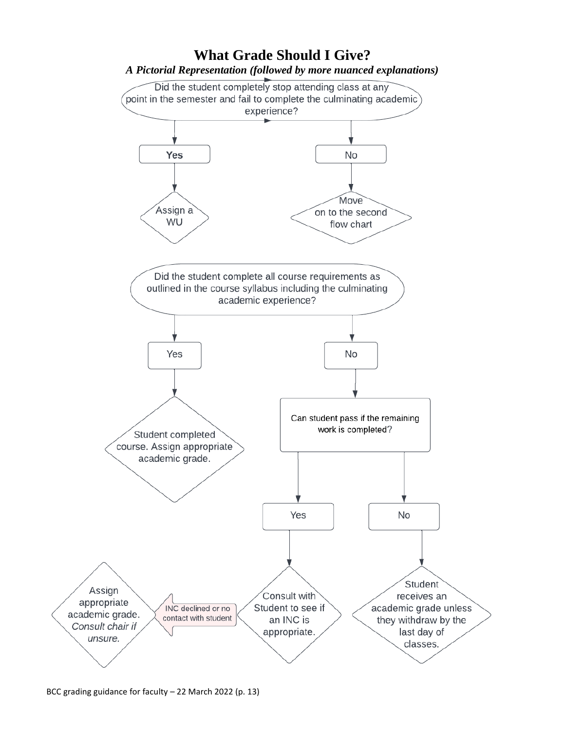# What Grade Should I Give?

*A Pictorial Representation (followed by more nuanced explanations)*

Did the student completely stop attending class at any point in the semester and fail to complete the culminating academic experience?

- **Yes** → Assign a WU
- No → Move on to the second flow chart

Did the student complete all course requirements as outlined in the course syllabus including the culminating academic experience?

- Yes → Student completed course. Assign appropriate academic grade.
- No → Can student pass if the remaining work is completed?
  - Yes → Consult with Student to see if an INC is appropriate.
    - INC declined or no contact with student → Assign appropriate academic grade. *Consult chair if unsure.*
  - No → Student receives an academic grade unless they withdraw by the last day of classes.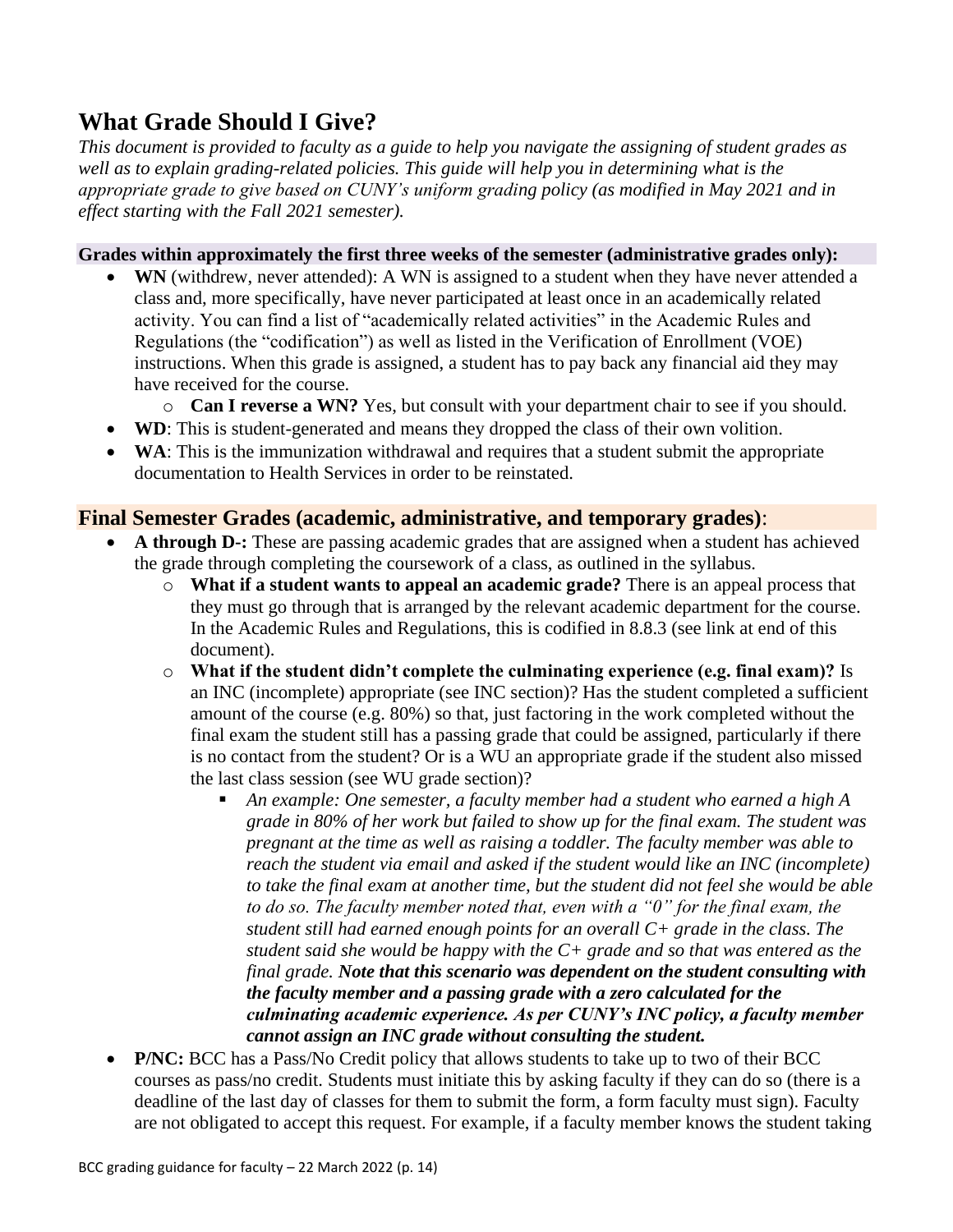# What Grade Should I Give?

*This document is provided to faculty as a guide to help you navigate the assigning of student grades as well as to explain grading-related policies. This guide will help you in determining what is the appropriate grade to give based on CUNY's uniform grading policy (as modified in May 2021 and in effect starting with the Fall 2021 semester).*

**Grades within approximately the first three weeks of the semester (administrative grades only):**

- **WN** (withdrew, never attended): A WN is assigned to a student when they have never attended a class and, more specifically, have never participated at least once in an academically related activity. You can find a list of "academically related activities" in the Academic Rules and Regulations (the "codification") as well as listed in the Verification of Enrollment (VOE) instructions. When this grade is assigned, a student has to pay back any financial aid they may have received for the course.
  - **Can I reverse a WN?** Yes, but consult with your department chair to see if you should.
- **WD**: This is student-generated and means they dropped the class of their own volition.
- **WA**: This is the immunization withdrawal and requires that a student submit the appropriate documentation to Health Services in order to be reinstated.

## Final Semester Grades (academic, administrative, and temporary grades):

- **A through D-:** These are passing academic grades that are assigned when a student has achieved the grade through completing the coursework of a class, as outlined in the syllabus.
  - **What if a student wants to appeal an academic grade?** There is an appeal process that they must go through that is arranged by the relevant academic department for the course. In the Academic Rules and Regulations, this is codified in 8.8.3 (see link at end of this document).
  - **What if the student didn't complete the culminating experience (e.g. final exam)?** Is an INC (incomplete) appropriate (see INC section)? Has the student completed a sufficient amount of the course (e.g. 80%) so that, just factoring in the work completed without the final exam the student still has a passing grade that could be assigned, particularly if there is no contact from the student? Or is a WU an appropriate grade if the student also missed the last class session (see WU grade section)?
    - *An example: One semester, a faculty member had a student who earned a high A grade in 80% of her work but failed to show up for the final exam. The student was pregnant at the time as well as raising a toddler. The faculty member was able to reach the student via email and asked if the student would like an INC (incomplete) to take the final exam at another time, but the student did not feel she would be able to do so. The faculty member noted that, even with a "0" for the final exam, the student still had earned enough points for an overall C+ grade in the class. The student said she would be happy with the C+ grade and so that was entered as the final grade.* ***Note that this scenario was dependent on the student consulting with the faculty member and a passing grade with a zero calculated for the culminating academic experience. As per CUNY's INC policy, a faculty member cannot assign an INC grade without consulting the student.***
- **P/NC:** BCC has a Pass/No Credit policy that allows students to take up to two of their BCC courses as pass/no credit. Students must initiate this by asking faculty if they can do so (there is a deadline of the last day of classes for them to submit the form, a form faculty must sign). Faculty are not obligated to accept this request. For example, if a faculty member knows the student taking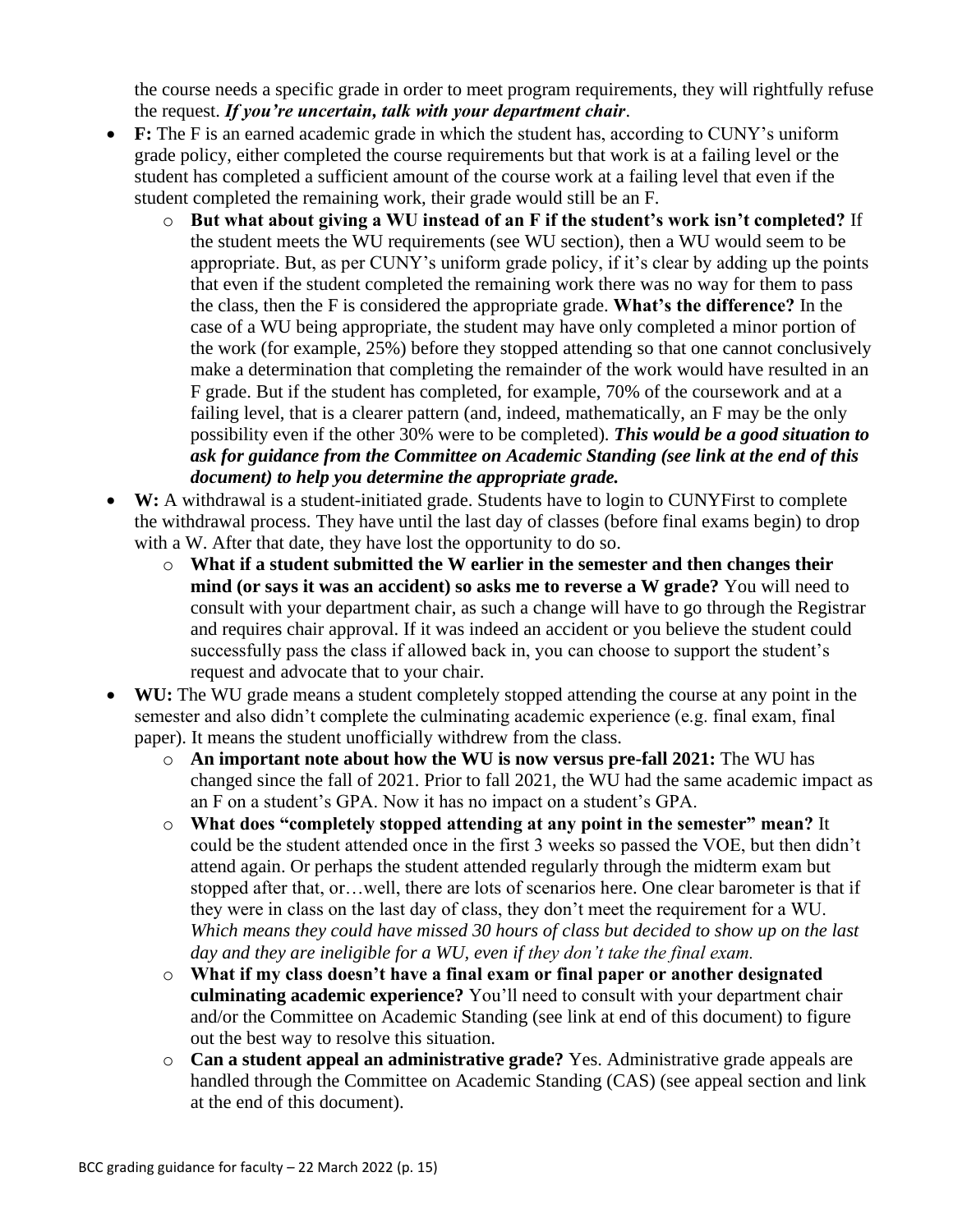the course needs a specific grade in order to meet program requirements, they will rightfully refuse the request. ***If you're uncertain, talk with your department chair***.

- **F:** The F is an earned academic grade in which the student has, according to CUNY's uniform grade policy, either completed the course requirements but that work is at a failing level or the student has completed a sufficient amount of the course work at a failing level that even if the student completed the remaining work, their grade would still be an F.
  - **But what about giving a WU instead of an F if the student's work isn't completed?** If the student meets the WU requirements (see WU section), then a WU would seem to be appropriate. But, as per CUNY's uniform grade policy, if it's clear by adding up the points that even if the student completed the remaining work there was no way for them to pass the class, then the F is considered the appropriate grade. **What's the difference?** In the case of a WU being appropriate, the student may have only completed a minor portion of the work (for example, 25%) before they stopped attending so that one cannot conclusively make a determination that completing the remainder of the work would have resulted in an F grade. But if the student has completed, for example, 70% of the coursework and at a failing level, that is a clearer pattern (and, indeed, mathematically, an F may be the only possibility even if the other 30% were to be completed). ***This would be a good situation to ask for guidance from the Committee on Academic Standing (see link at the end of this document) to help you determine the appropriate grade.***
- **W:** A withdrawal is a student-initiated grade. Students have to login to CUNYFirst to complete the withdrawal process. They have until the last day of classes (before final exams begin) to drop with a W. After that date, they have lost the opportunity to do so.
  - **What if a student submitted the W earlier in the semester and then changes their mind (or says it was an accident) so asks me to reverse a W grade?** You will need to consult with your department chair, as such a change will have to go through the Registrar and requires chair approval. If it was indeed an accident or you believe the student could successfully pass the class if allowed back in, you can choose to support the student's request and advocate that to your chair.
- **WU:** The WU grade means a student completely stopped attending the course at any point in the semester and also didn't complete the culminating academic experience (e.g. final exam, final paper). It means the student unofficially withdrew from the class.
  - **An important note about how the WU is now versus pre-fall 2021:** The WU has changed since the fall of 2021. Prior to fall 2021, the WU had the same academic impact as an F on a student's GPA. Now it has no impact on a student's GPA.
  - **What does "completely stopped attending at any point in the semester" mean?** It could be the student attended once in the first 3 weeks so passed the VOE, but then didn't attend again. Or perhaps the student attended regularly through the midterm exam but stopped after that, or…well, there are lots of scenarios here. One clear barometer is that if they were in class on the last day of class, they don't meet the requirement for a WU. *Which means they could have missed 30 hours of class but decided to show up on the last day and they are ineligible for a WU, even if they don't take the final exam.*
  - **What if my class doesn't have a final exam or final paper or another designated culminating academic experience?** You'll need to consult with your department chair and/or the Committee on Academic Standing (see link at end of this document) to figure out the best way to resolve this situation.
  - **Can a student appeal an administrative grade?** Yes. Administrative grade appeals are handled through the Committee on Academic Standing (CAS) (see appeal section and link at the end of this document).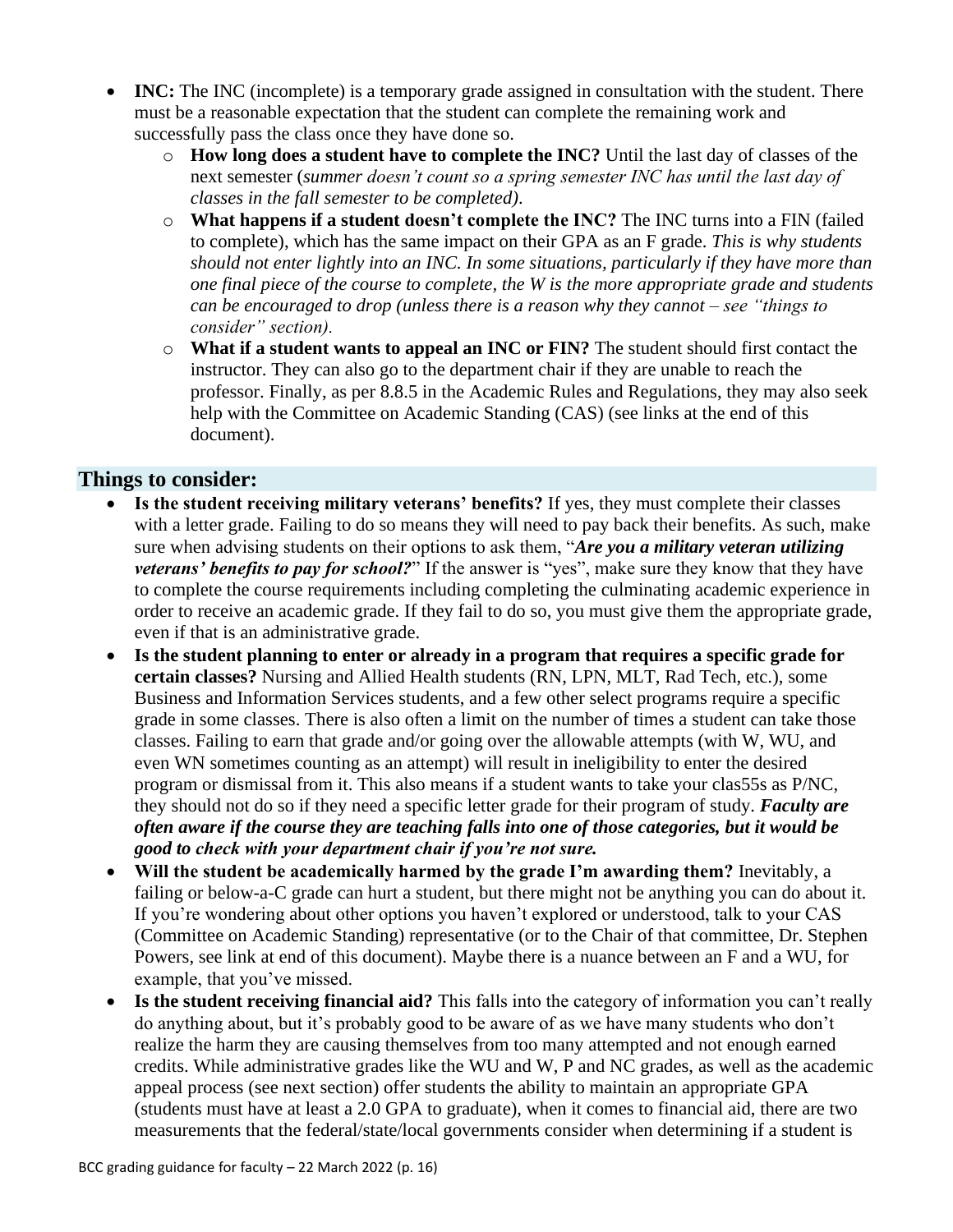- **INC:** The INC (incomplete) is a temporary grade assigned in consultation with the student. There must be a reasonable expectation that the student can complete the remaining work and successfully pass the class once they have done so.
  - **How long does a student have to complete the INC?** Until the last day of classes of the next semester (*summer doesn't count so a spring semester INC has until the last day of classes in the fall semester to be completed)*.
  - **What happens if a student doesn't complete the INC?** The INC turns into a FIN (failed to complete), which has the same impact on their GPA as an F grade. *This is why students should not enter lightly into an INC. In some situations, particularly if they have more than one final piece of the course to complete, the W is the more appropriate grade and students can be encouraged to drop (unless there is a reason why they cannot – see "things to consider" section).*
  - **What if a student wants to appeal an INC or FIN?** The student should first contact the instructor. They can also go to the department chair if they are unable to reach the professor. Finally, as per 8.8.5 in the Academic Rules and Regulations, they may also seek help with the Committee on Academic Standing (CAS) (see links at the end of this document).

## Things to consider:

- **Is the student receiving military veterans' benefits?** If yes, they must complete their classes with a letter grade. Failing to do so means they will need to pay back their benefits. As such, make sure when advising students on their options to ask them, "***Are you a military veteran utilizing veterans' benefits to pay for school?***" If the answer is "yes", make sure they know that they have to complete the course requirements including completing the culminating academic experience in order to receive an academic grade. If they fail to do so, you must give them the appropriate grade, even if that is an administrative grade.
- **Is the student planning to enter or already in a program that requires a specific grade for certain classes?** Nursing and Allied Health students (RN, LPN, MLT, Rad Tech, etc.), some Business and Information Services students, and a few other select programs require a specific grade in some classes. There is also often a limit on the number of times a student can take those classes. Failing to earn that grade and/or going over the allowable attempts (with W, WU, and even WN sometimes counting as an attempt) will result in ineligibility to enter the desired program or dismissal from it. This also means if a student wants to take your clas55s as P/NC, they should not do so if they need a specific letter grade for their program of study. ***Faculty are often aware if the course they are teaching falls into one of those categories, but it would be good to check with your department chair if you're not sure.***
- **Will the student be academically harmed by the grade I'm awarding them?** Inevitably, a failing or below-a-C grade can hurt a student, but there might not be anything you can do about it. If you're wondering about other options you haven't explored or understood, talk to your CAS (Committee on Academic Standing) representative (or to the Chair of that committee, Dr. Stephen Powers, see link at end of this document). Maybe there is a nuance between an F and a WU, for example, that you've missed.
- **Is the student receiving financial aid?** This falls into the category of information you can't really do anything about, but it's probably good to be aware of as we have many students who don't realize the harm they are causing themselves from too many attempted and not enough earned credits. While administrative grades like the WU and W, P and NC grades, as well as the academic appeal process (see next section) offer students the ability to maintain an appropriate GPA (students must have at least a 2.0 GPA to graduate), when it comes to financial aid, there are two measurements that the federal/state/local governments consider when determining if a student is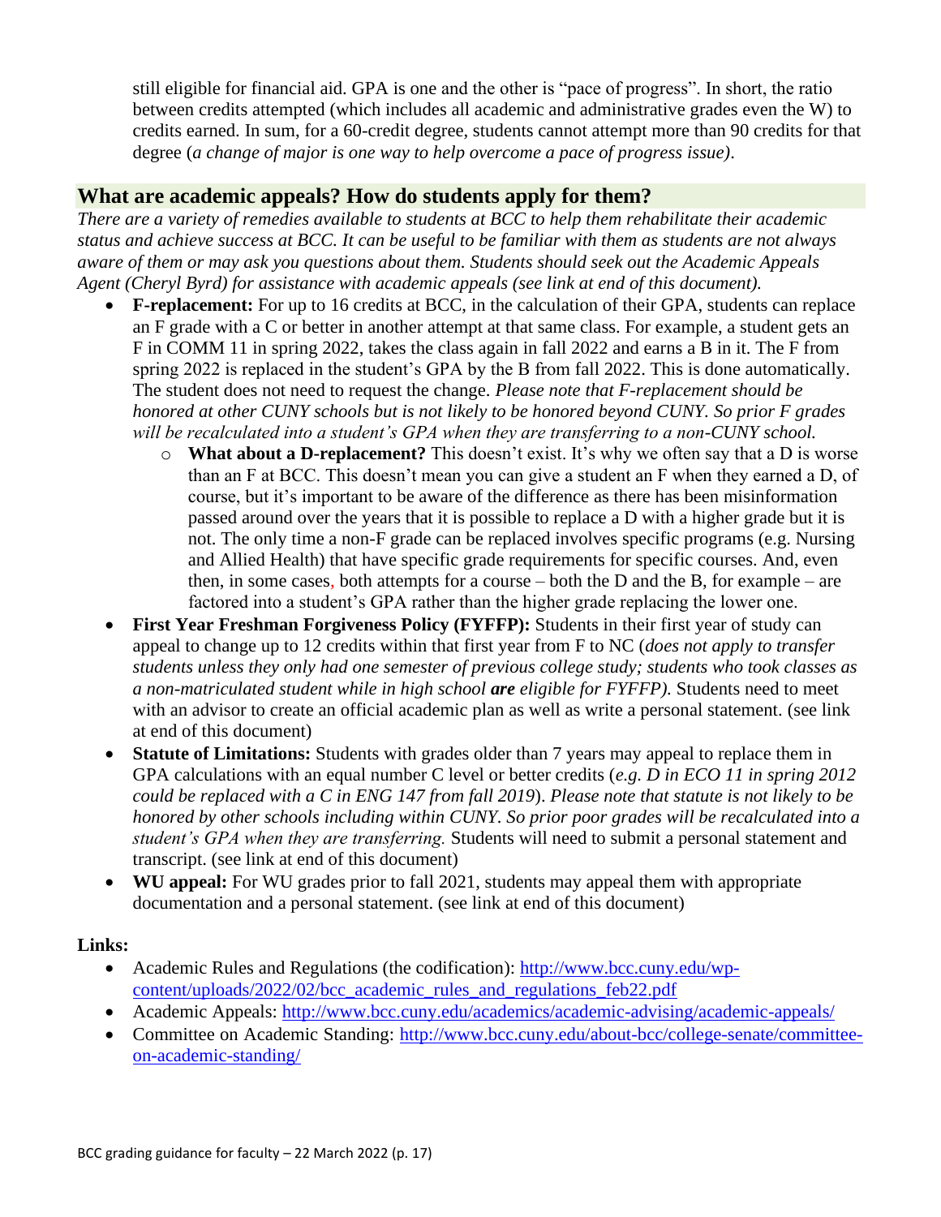still eligible for financial aid. GPA is one and the other is "pace of progress". In short, the ratio between credits attempted (which includes all academic and administrative grades even the W) to credits earned. In sum, for a 60-credit degree, students cannot attempt more than 90 credits for that degree (*a change of major is one way to help overcome a pace of progress issue)*.

## What are academic appeals? How do students apply for them?

*There are a variety of remedies available to students at BCC to help them rehabilitate their academic status and achieve success at BCC. It can be useful to be familiar with them as students are not always aware of them or may ask you questions about them. Students should seek out the Academic Appeals Agent (Cheryl Byrd) for assistance with academic appeals (see link at end of this document).*

- **F-replacement:** For up to 16 credits at BCC, in the calculation of their GPA, students can replace an F grade with a C or better in another attempt at that same class. For example, a student gets an F in COMM 11 in spring 2022, takes the class again in fall 2022 and earns a B in it. The F from spring 2022 is replaced in the student's GPA by the B from fall 2022. This is done automatically. The student does not need to request the change. *Please note that F-replacement should be honored at other CUNY schools but is not likely to be honored beyond CUNY. So prior F grades will be recalculated into a student's GPA when they are transferring to a non-CUNY school.*
  - **What about a D-replacement?** This doesn't exist. It's why we often say that a D is worse than an F at BCC. This doesn't mean you can give a student an F when they earned a D, of course, but it's important to be aware of the difference as there has been misinformation passed around over the years that it is possible to replace a D with a higher grade but it is not. The only time a non-F grade can be replaced involves specific programs (e.g. Nursing and Allied Health) that have specific grade requirements for specific courses. And, even then, in some cases, both attempts for a course – both the D and the B, for example – are factored into a student's GPA rather than the higher grade replacing the lower one.
- **First Year Freshman Forgiveness Policy (FYFFP):** Students in their first year of study can appeal to change up to 12 credits within that first year from F to NC (*does not apply to transfer students unless they only had one semester of previous college study; students who took classes as a non-matriculated student while in high school* ***are*** *eligible for FYFFP).* Students need to meet with an advisor to create an official academic plan as well as write a personal statement. (see link at end of this document)
- **Statute of Limitations:** Students with grades older than 7 years may appeal to replace them in GPA calculations with an equal number C level or better credits (*e.g. D in ECO 11 in spring 2012 could be replaced with a C in ENG 147 from fall 2019*). *Please note that statute is not likely to be honored by other schools including within CUNY. So prior poor grades will be recalculated into a student's GPA when they are transferring.* Students will need to submit a personal statement and transcript. (see link at end of this document)
- **WU appeal:** For WU grades prior to fall 2021, students may appeal them with appropriate documentation and a personal statement. (see link at end of this document)

**Links:**

- Academic Rules and Regulations (the codification): http://www.bcc.cuny.edu/wp-content/uploads/2022/02/bcc_academic_rules_and_regulations_feb22.pdf
- Academic Appeals: http://www.bcc.cuny.edu/academics/academic-advising/academic-appeals/
- Committee on Academic Standing: http://www.bcc.cuny.edu/about-bcc/college-senate/committee-on-academic-standing/